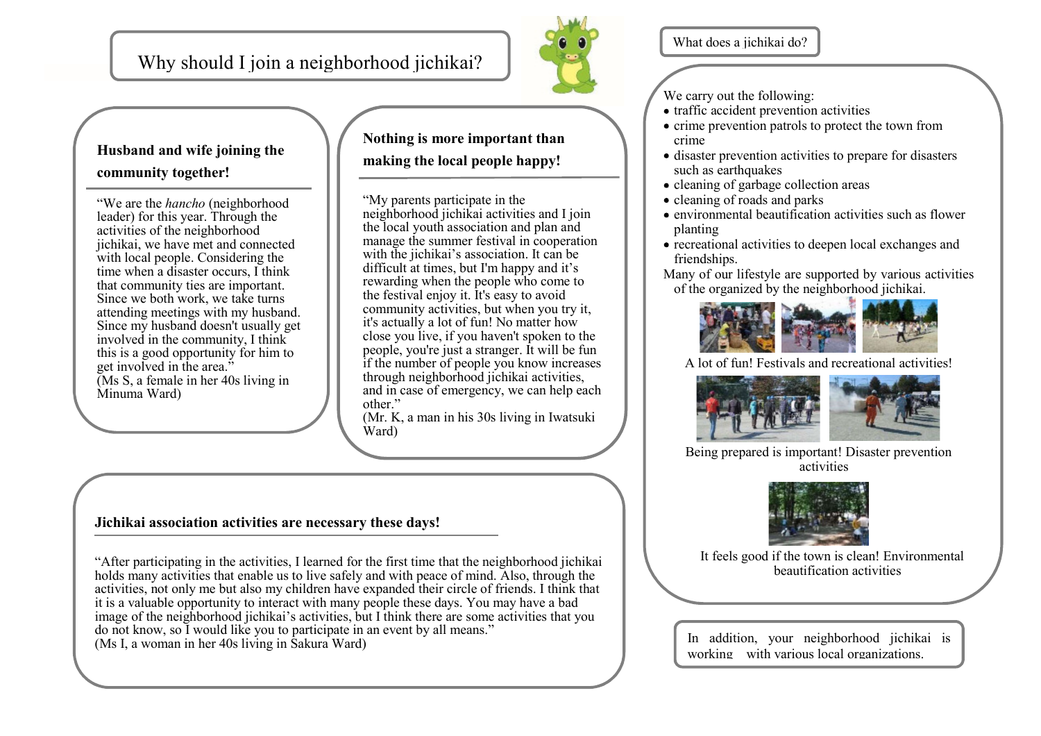# Why should I join a neighborhood jichikai?

### Husband and wife joining the community together!

"We are the *hancho* (neighborhood leader) for this year. Through the activities of the neighborhood jichikai, we have met and connected with local people. Considering the time when a disaster occurs, I think that community ties are important. Since we both work, we take turns attending meetings with my husband. Since my husband doesn't usually get involved in the community, I think this is a good opportunity for him to get involved in the area."
(Ms S, a female in her 40s living in Minuma Ward)

### Nothing is more important than making the local people happy!

"My parents participate in the neighborhood jichikai activities and I join the local youth association and plan and manage the summer festival in cooperation with the jichikai's association. It can be difficult at times, but I'm happy and it's rewarding when the people who come to the festival enjoy it. It's easy to avoid community activities, but when you try it, it's actually a lot of fun! No matter how close you live, if you haven't spoken to the people, you're just a stranger. It will be fun if the number of people you know increases through neighborhood jichikai activities, and in case of emergency, we can help each other."
(Mr. K, a man in his 30s living in Iwatsuki Ward)

### Jichikai association activities are necessary these days!

"After participating in the activities, I learned for the first time that the neighborhood jichikai holds many activities that enable us to live safely and with peace of mind. Also, through the activities, not only me but also my children have expanded their circle of friends. I think that it is a valuable opportunity to interact with many people these days. You may have a bad image of the neighborhood jichikai's activities, but I think there are some activities that you do not know, so I would like you to participate in an event by all means."
(Ms I, a woman in her 40s living in Sakura Ward)

## What does a jichikai do?

We carry out the following:

- traffic accident prevention activities
- crime prevention patrols to protect the town from crime
- disaster prevention activities to prepare for disasters such as earthquakes
- cleaning of garbage collection areas
- cleaning of roads and parks
- environmental beautification activities such as flower planting
- recreational activities to deepen local exchanges and friendships.

Many of our lifestyle are supported by various activities of the organized by the neighborhood jichikai.

A lot of fun! Festivals and recreational activities!

Being prepared is important! Disaster prevention activities

It feels good if the town is clean! Environmental beautification activities

In addition, your neighborhood jichikai is working with various local organizations.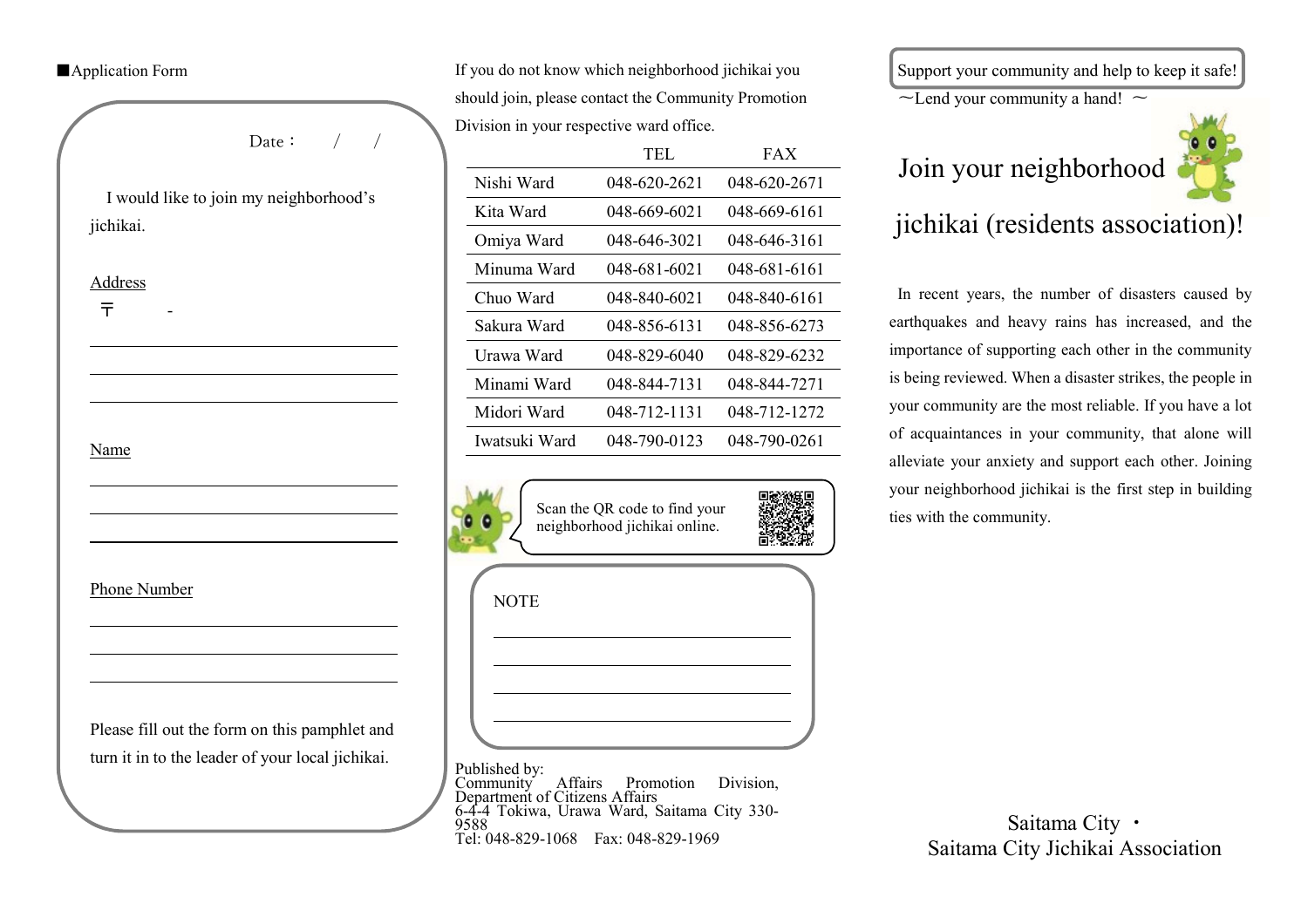■Application Form

Date：　　/　　/

I would like to join my neighborhood's jichikai.

Address

〒　　　-

Name

Phone Number

Please fill out the form on this pamphlet and turn it in to the leader of your local jichikai.

If you do not know which neighborhood jichikai you should join, please contact the Community Promotion Division in your respective ward office.

| | TEL | FAX |
|---|---|---|
| Nishi Ward | 048-620-2621 | 048-620-2671 |
| Kita Ward | 048-669-6021 | 048-669-6161 |
| Omiya Ward | 048-646-3021 | 048-646-3161 |
| Minuma Ward | 048-681-6021 | 048-681-6161 |
| Chuo Ward | 048-840-6021 | 048-840-6161 |
| Sakura Ward | 048-856-6131 | 048-856-6273 |
| Urawa Ward | 048-829-6040 | 048-829-6232 |
| Minami Ward | 048-844-7131 | 048-844-7271 |
| Midori Ward | 048-712-1131 | 048-712-1272 |
| Iwatsuki Ward | 048-790-0123 | 048-790-0261 |

Scan the QR code to find your neighborhood jichikai online.

NOTE

Published by:
Community Affairs Promotion Division, Department of Citizens Affairs
6-4-4 Tokiwa, Urawa Ward, Saitama City 330-9588
Tel: 048-829-1068　Fax: 048-829-1969

Support your community and help to keep it safe!

～Lend your community a hand! ～

# Join your neighborhood jichikai (residents association)!

In recent years, the number of disasters caused by earthquakes and heavy rains has increased, and the importance of supporting each other in the community is being reviewed. When a disaster strikes, the people in your community are the most reliable. If you have a lot of acquaintances in your community, that alone will alleviate your anxiety and support each other. Joining your neighborhood jichikai is the first step in building ties with the community.

Saitama City ・
Saitama City Jichikai Association